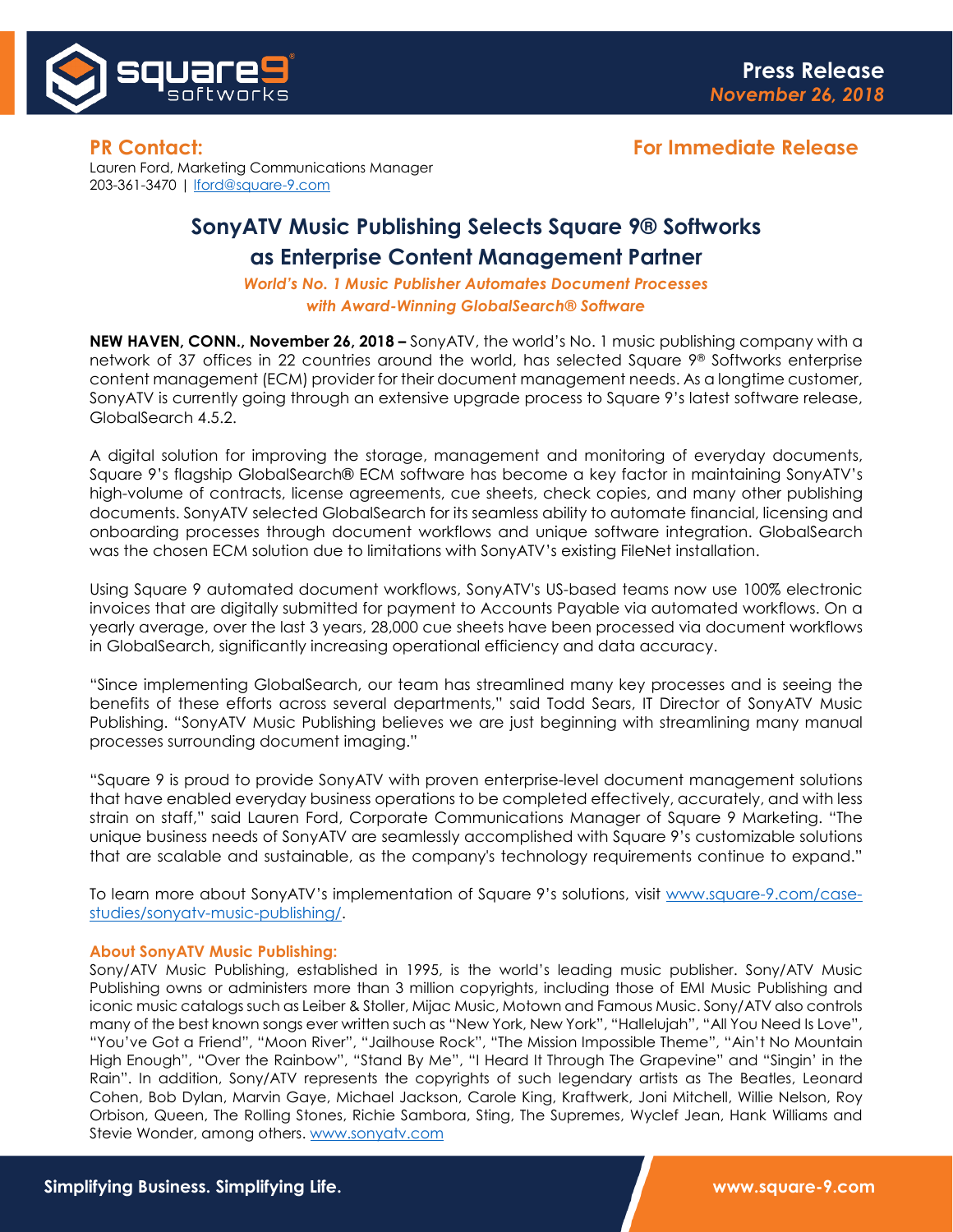**Press Release**
*November 26, 2018*

**PR Contact:**
Lauren Ford, Marketing Communications Manager
203-361-3470 | lford@square-9.com

**For Immediate Release**

# SonyATV Music Publishing Selects Square 9® Softworks as Enterprise Content Management Partner

*World's No. 1 Music Publisher Automates Document Processes with Award-Winning GlobalSearch® Software*

**NEW HAVEN, CONN., November 26, 2018 –** SonyATV, the world's No. 1 music publishing company with a network of 37 offices in 22 countries around the world, has selected Square 9® Softworks enterprise content management (ECM) provider for their document management needs. As a longtime customer, SonyATV is currently going through an extensive upgrade process to Square 9's latest software release, GlobalSearch 4.5.2.

A digital solution for improving the storage, management and monitoring of everyday documents, Square 9's flagship GlobalSearch® ECM software has become a key factor in maintaining SonyATV's high-volume of contracts, license agreements, cue sheets, check copies, and many other publishing documents. SonyATV selected GlobalSearch for its seamless ability to automate financial, licensing and onboarding processes through document workflows and unique software integration. GlobalSearch was the chosen ECM solution due to limitations with SonyATV's existing FileNet installation.

Using Square 9 automated document workflows, SonyATV's US-based teams now use 100% electronic invoices that are digitally submitted for payment to Accounts Payable via automated workflows. On a yearly average, over the last 3 years, 28,000 cue sheets have been processed via document workflows in GlobalSearch, significantly increasing operational efficiency and data accuracy.

"Since implementing GlobalSearch, our team has streamlined many key processes and is seeing the benefits of these efforts across several departments," said Todd Sears, IT Director of SonyATV Music Publishing. "SonyATV Music Publishing believes we are just beginning with streamlining many manual processes surrounding document imaging."

"Square 9 is proud to provide SonyATV with proven enterprise-level document management solutions that have enabled everyday business operations to be completed effectively, accurately, and with less strain on staff," said Lauren Ford, Corporate Communications Manager of Square 9 Marketing. "The unique business needs of SonyATV are seamlessly accomplished with Square 9's customizable solutions that are scalable and sustainable, as the company's technology requirements continue to expand."

To learn more about SonyATV's implementation of Square 9's solutions, visit www.square-9.com/case-studies/sonyatv-music-publishing/.

**About SonyATV Music Publishing:**

Sony/ATV Music Publishing, established in 1995, is the world's leading music publisher. Sony/ATV Music Publishing owns or administers more than 3 million copyrights, including those of EMI Music Publishing and iconic music catalogs such as Leiber & Stoller, Mijac Music, Motown and Famous Music. Sony/ATV also controls many of the best known songs ever written such as "New York, New York", "Hallelujah", "All You Need Is Love", "You've Got a Friend", "Moon River", "Jailhouse Rock", "The Mission Impossible Theme", "Ain't No Mountain High Enough", "Over the Rainbow", "Stand By Me", "I Heard It Through The Grapevine" and "Singin' in the Rain". In addition, Sony/ATV represents the copyrights of such legendary artists as The Beatles, Leonard Cohen, Bob Dylan, Marvin Gaye, Michael Jackson, Carole King, Kraftwerk, Joni Mitchell, Willie Nelson, Roy Orbison, Queen, The Rolling Stones, Richie Sambora, Sting, The Supremes, Wyclef Jean, Hank Williams and Stevie Wonder, among others. www.sonyatv.com

**Simplifying Business. Simplifying Life.** www.square-9.com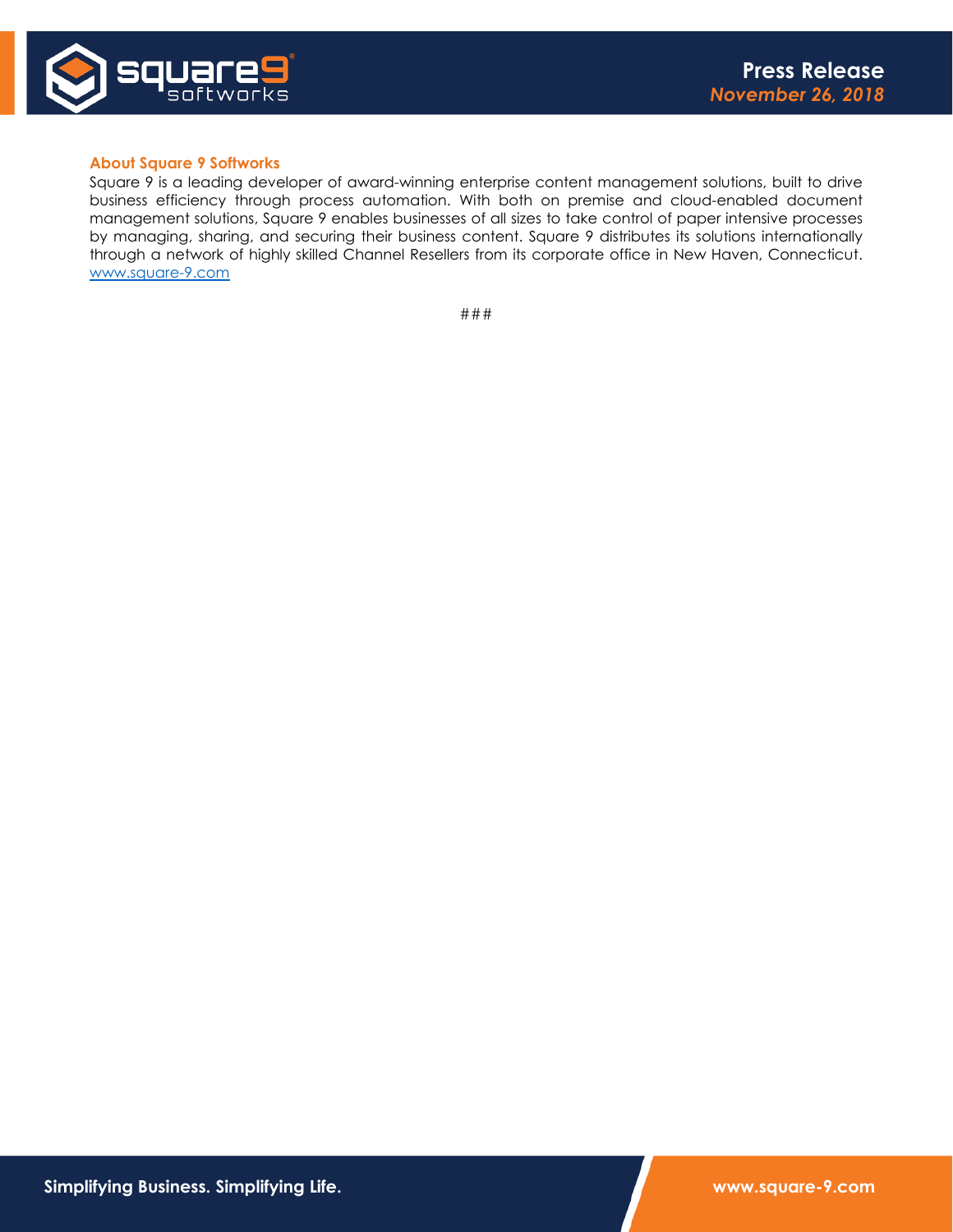## About Square 9 Softworks

Square 9 is a leading developer of award-winning enterprise content management solutions, built to drive business efficiency through process automation. With both on premise and cloud-enabled document management solutions, Square 9 enables businesses of all sizes to take control of paper intensive processes by managing, sharing, and securing their business content. Square 9 distributes its solutions internationally through a network of highly skilled Channel Resellers from its corporate office in New Haven, Connecticut. www.square-9.com

###